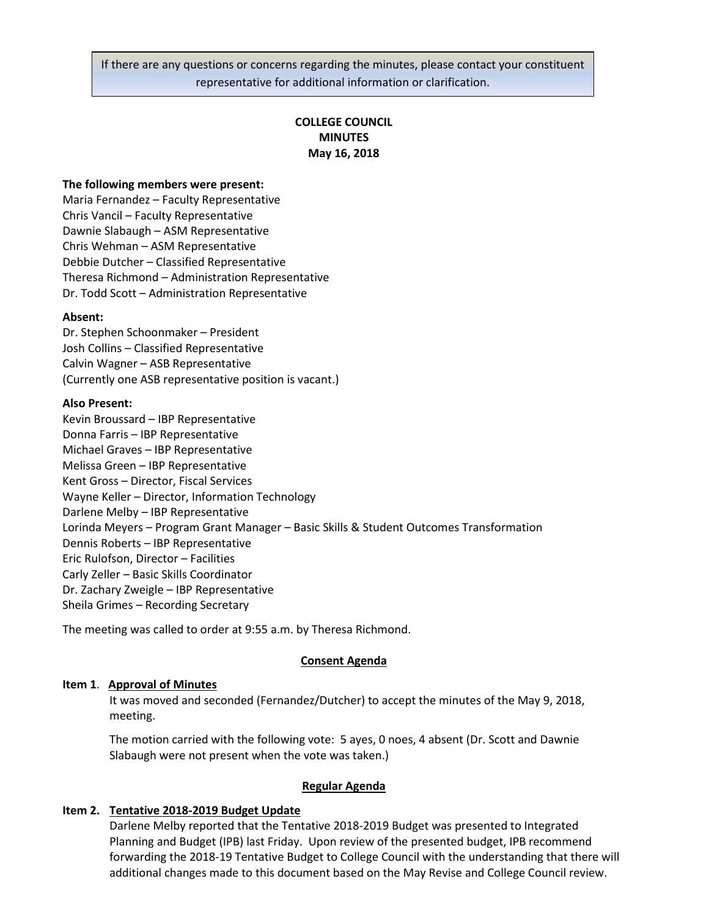If there are any questions or concerns regarding the minutes, please contact your constituent representative for additional information or clarification.

# COLLEGE COUNCIL
# MINUTES
## May 16, 2018

**The following members were present:**
Maria Fernandez – Faculty Representative
Chris Vancil – Faculty Representative
Dawnie Slabaugh – ASM Representative
Chris Wehman – ASM Representative
Debbie Dutcher – Classified Representative
Theresa Richmond – Administration Representative
Dr. Todd Scott – Administration Representative

**Absent:**
Dr. Stephen Schoonmaker – President
Josh Collins – Classified Representative
Calvin Wagner – ASB Representative
(Currently one ASB representative position is vacant.)

**Also Present:**
Kevin Broussard – IBP Representative
Donna Farris – IBP Representative
Michael Graves – IBP Representative
Melissa Green – IBP Representative
Kent Gross – Director, Fiscal Services
Wayne Keller – Director, Information Technology
Darlene Melby – IBP Representative
Lorinda Meyers – Program Grant Manager – Basic Skills & Student Outcomes Transformation
Dennis Roberts – IBP Representative
Eric Rulofson, Director – Facilities
Carly Zeller – Basic Skills Coordinator
Dr. Zachary Zweigle – IBP Representative
Sheila Grimes – Recording Secretary

The meeting was called to order at 9:55 a.m. by Theresa Richmond.

## Consent Agenda

**Item 1. Approval of Minutes**

It was moved and seconded (Fernandez/Dutcher) to accept the minutes of the May 9, 2018, meeting.

The motion carried with the following vote: 5 ayes, 0 noes, 4 absent (Dr. Scott and Dawnie Slabaugh were not present when the vote was taken.)

## Regular Agenda

**Item 2. Tentative 2018-2019 Budget Update**

Darlene Melby reported that the Tentative 2018-2019 Budget was presented to Integrated Planning and Budget (IPB) last Friday. Upon review of the presented budget, IPB recommend forwarding the 2018-19 Tentative Budget to College Council with the understanding that there will additional changes made to this document based on the May Revise and College Council review.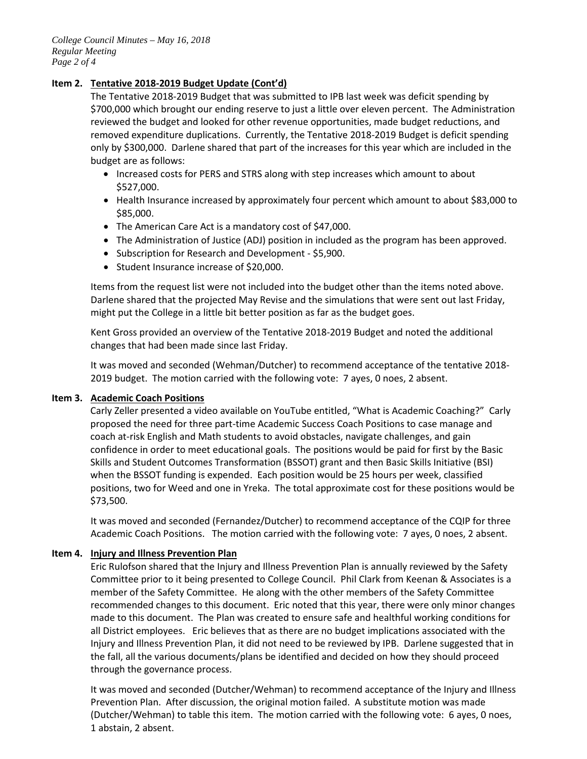**Item 2. Tentative 2018-2019 Budget Update (Cont'd)**

The Tentative 2018-2019 Budget that was submitted to IPB last week was deficit spending by $700,000 which brought our ending reserve to just a little over eleven percent. The Administration reviewed the budget and looked for other revenue opportunities, made budget reductions, and removed expenditure duplications. Currently, the Tentative 2018-2019 Budget is deficit spending only by $300,000. Darlene shared that part of the increases for this year which are included in the budget are as follows:

- Increased costs for PERS and STRS along with step increases which amount to about $527,000.
- Health Insurance increased by approximately four percent which amount to about $83,000 to $85,000.
- The American Care Act is a mandatory cost of $47,000.
- The Administration of Justice (ADJ) position in included as the program has been approved.
- Subscription for Research and Development - $5,900.
- Student Insurance increase of $20,000.

Items from the request list were not included into the budget other than the items noted above. Darlene shared that the projected May Revise and the simulations that were sent out last Friday, might put the College in a little bit better position as far as the budget goes.

Kent Gross provided an overview of the Tentative 2018-2019 Budget and noted the additional changes that had been made since last Friday.

It was moved and seconded (Wehman/Dutcher) to recommend acceptance of the tentative 2018-2019 budget. The motion carried with the following vote: 7 ayes, 0 noes, 2 absent.

**Item 3. Academic Coach Positions**

Carly Zeller presented a video available on YouTube entitled, "What is Academic Coaching?" Carly proposed the need for three part-time Academic Success Coach Positions to case manage and coach at-risk English and Math students to avoid obstacles, navigate challenges, and gain confidence in order to meet educational goals. The positions would be paid for first by the Basic Skills and Student Outcomes Transformation (BSSOT) grant and then Basic Skills Initiative (BSI) when the BSSOT funding is expended. Each position would be 25 hours per week, classified positions, two for Weed and one in Yreka. The total approximate cost for these positions would be $73,500.

It was moved and seconded (Fernandez/Dutcher) to recommend acceptance of the CQIP for three Academic Coach Positions. The motion carried with the following vote: 7 ayes, 0 noes, 2 absent.

**Item 4. Injury and Illness Prevention Plan**

Eric Rulofson shared that the Injury and Illness Prevention Plan is annually reviewed by the Safety Committee prior to it being presented to College Council. Phil Clark from Keenan & Associates is a member of the Safety Committee. He along with the other members of the Safety Committee recommended changes to this document. Eric noted that this year, there were only minor changes made to this document. The Plan was created to ensure safe and healthful working conditions for all District employees. Eric believes that as there are no budget implications associated with the Injury and Illness Prevention Plan, it did not need to be reviewed by IPB. Darlene suggested that in the fall, all the various documents/plans be identified and decided on how they should proceed through the governance process.

It was moved and seconded (Dutcher/Wehman) to recommend acceptance of the Injury and Illness Prevention Plan. After discussion, the original motion failed. A substitute motion was made (Dutcher/Wehman) to table this item. The motion carried with the following vote: 6 ayes, 0 noes, 1 abstain, 2 absent.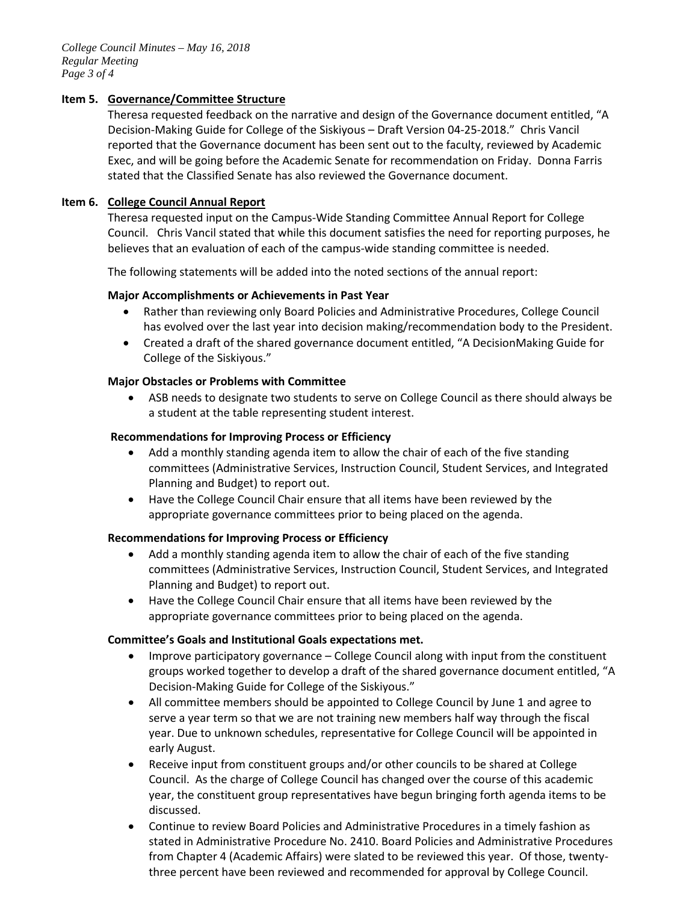**Item 5. Governance/Committee Structure**

Theresa requested feedback on the narrative and design of the Governance document entitled, "A Decision-Making Guide for College of the Siskiyous – Draft Version 04-25-2018." Chris Vancil reported that the Governance document has been sent out to the faculty, reviewed by Academic Exec, and will be going before the Academic Senate for recommendation on Friday. Donna Farris stated that the Classified Senate has also reviewed the Governance document.

**Item 6. College Council Annual Report**

Theresa requested input on the Campus-Wide Standing Committee Annual Report for College Council. Chris Vancil stated that while this document satisfies the need for reporting purposes, he believes that an evaluation of each of the campus-wide standing committee is needed.

The following statements will be added into the noted sections of the annual report:

**Major Accomplishments or Achievements in Past Year**

- Rather than reviewing only Board Policies and Administrative Procedures, College Council has evolved over the last year into decision making/recommendation body to the President.
- Created a draft of the shared governance document entitled, "A DecisionMaking Guide for College of the Siskiyous."

**Major Obstacles or Problems with Committee**

- ASB needs to designate two students to serve on College Council as there should always be a student at the table representing student interest.

**Recommendations for Improving Process or Efficiency**

- Add a monthly standing agenda item to allow the chair of each of the five standing committees (Administrative Services, Instruction Council, Student Services, and Integrated Planning and Budget) to report out.
- Have the College Council Chair ensure that all items have been reviewed by the appropriate governance committees prior to being placed on the agenda.

**Recommendations for Improving Process or Efficiency**

- Add a monthly standing agenda item to allow the chair of each of the five standing committees (Administrative Services, Instruction Council, Student Services, and Integrated Planning and Budget) to report out.
- Have the College Council Chair ensure that all items have been reviewed by the appropriate governance committees prior to being placed on the agenda.

**Committee's Goals and Institutional Goals expectations met.**

- Improve participatory governance – College Council along with input from the constituent groups worked together to develop a draft of the shared governance document entitled, "A Decision-Making Guide for College of the Siskiyous."
- All committee members should be appointed to College Council by June 1 and agree to serve a year term so that we are not training new members half way through the fiscal year. Due to unknown schedules, representative for College Council will be appointed in early August.
- Receive input from constituent groups and/or other councils to be shared at College Council. As the charge of College Council has changed over the course of this academic year, the constituent group representatives have begun bringing forth agenda items to be discussed.
- Continue to review Board Policies and Administrative Procedures in a timely fashion as stated in Administrative Procedure No. 2410. Board Policies and Administrative Procedures from Chapter 4 (Academic Affairs) were slated to be reviewed this year. Of those, twenty-three percent have been reviewed and recommended for approval by College Council.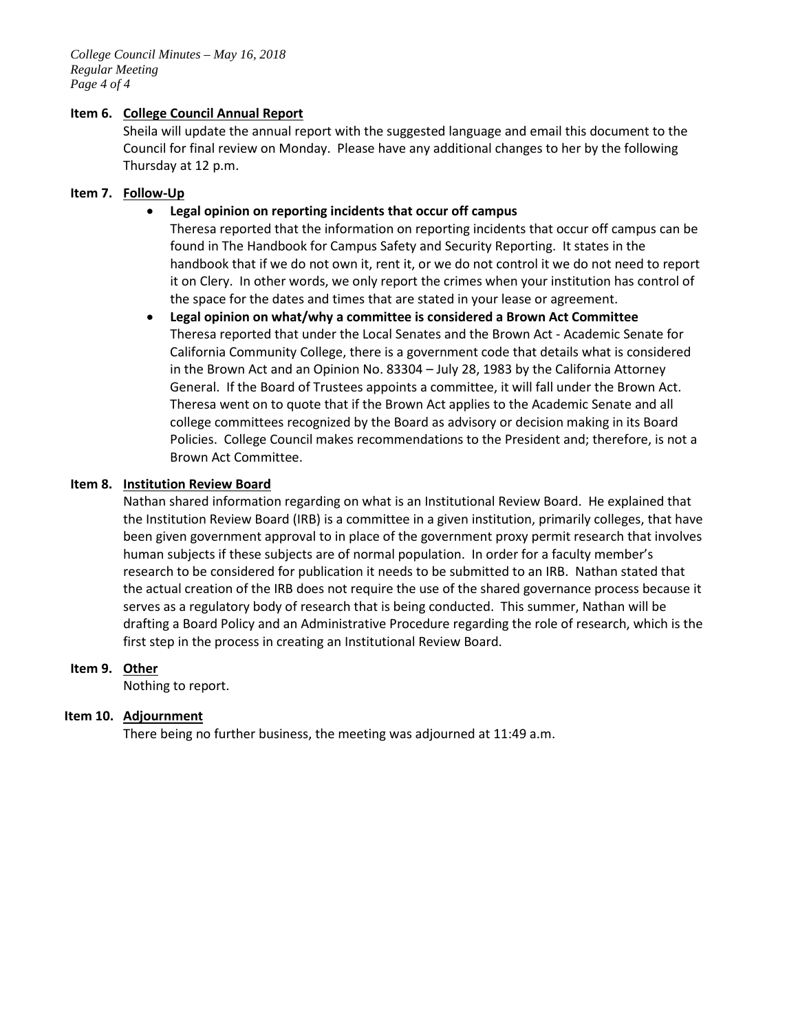**Item 6. College Council Annual Report**

Sheila will update the annual report with the suggested language and email this document to the Council for final review on Monday. Please have any additional changes to her by the following Thursday at 12 p.m.

**Item 7. Follow-Up**

- **Legal opinion on reporting incidents that occur off campus**
  Theresa reported that the information on reporting incidents that occur off campus can be found in The Handbook for Campus Safety and Security Reporting. It states in the handbook that if we do not own it, rent it, or we do not control it we do not need to report it on Clery. In other words, we only report the crimes when your institution has control of the space for the dates and times that are stated in your lease or agreement.
- **Legal opinion on what/why a committee is considered a Brown Act Committee**
  Theresa reported that under the Local Senates and the Brown Act - Academic Senate for California Community College, there is a government code that details what is considered in the Brown Act and an Opinion No. 83304 – July 28, 1983 by the California Attorney General. If the Board of Trustees appoints a committee, it will fall under the Brown Act. Theresa went on to quote that if the Brown Act applies to the Academic Senate and all college committees recognized by the Board as advisory or decision making in its Board Policies. College Council makes recommendations to the President and; therefore, is not a Brown Act Committee.

**Item 8. Institution Review Board**

Nathan shared information regarding on what is an Institutional Review Board. He explained that the Institution Review Board (IRB) is a committee in a given institution, primarily colleges, that have been given government approval to in place of the government proxy permit research that involves human subjects if these subjects are of normal population. In order for a faculty member's research to be considered for publication it needs to be submitted to an IRB. Nathan stated that the actual creation of the IRB does not require the use of the shared governance process because it serves as a regulatory body of research that is being conducted. This summer, Nathan will be drafting a Board Policy and an Administrative Procedure regarding the role of research, which is the first step in the process in creating an Institutional Review Board.

**Item 9. Other**

Nothing to report.

**Item 10. Adjournment**

There being no further business, the meeting was adjourned at 11:49 a.m.